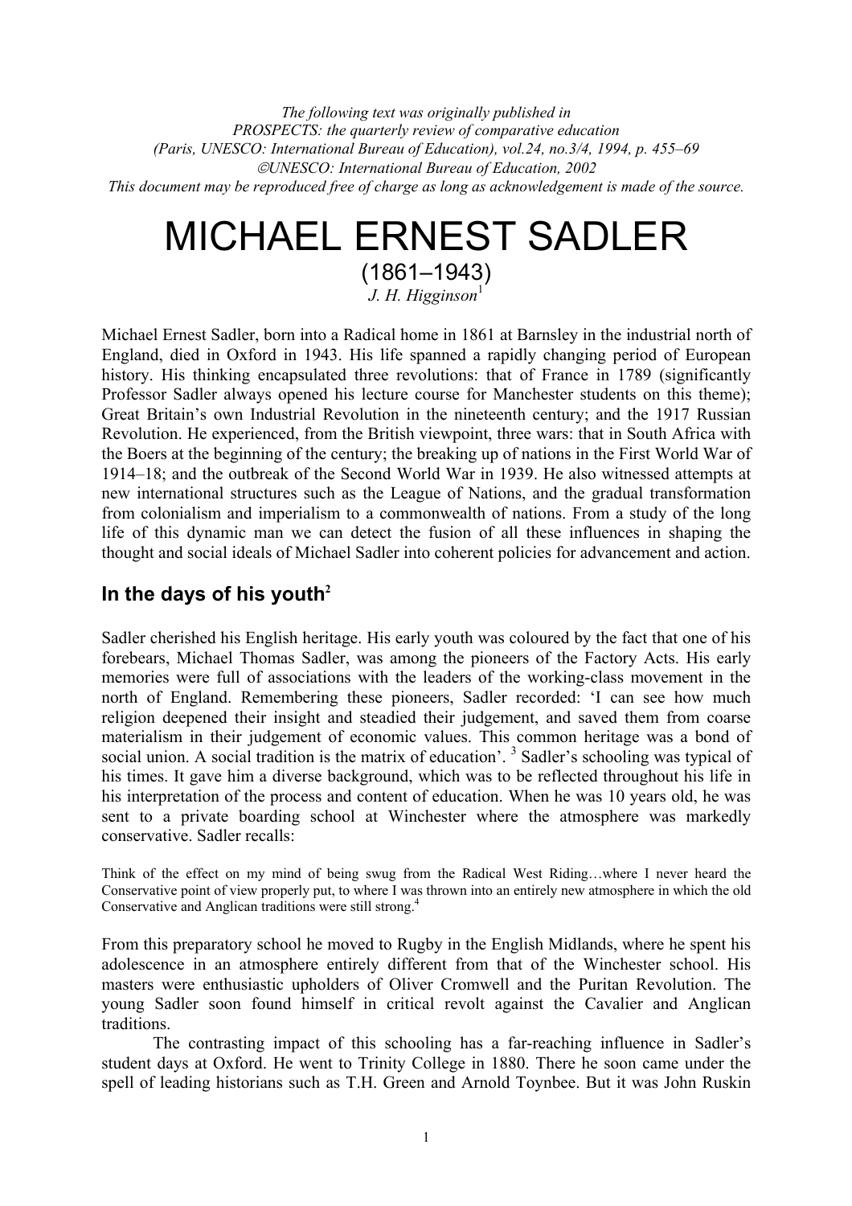*The following text was originally published in*
*PROSPECTS: the quarterly review of comparative education*
*(Paris, UNESCO: International Bureau of Education), vol.24, no.3/4, 1994, p. 455–69*
*©UNESCO: International Bureau of Education, 2002*
*This document may be reproduced free of charge as long as acknowledgement is made of the source.*

# MICHAEL ERNEST SADLER

## (1861–1943)

*J. H. Higginson*[1]

Michael Ernest Sadler, born into a Radical home in 1861 at Barnsley in the industrial north of England, died in Oxford in 1943. His life spanned a rapidly changing period of European history. His thinking encapsulated three revolutions: that of France in 1789 (significantly Professor Sadler always opened his lecture course for Manchester students on this theme); Great Britain's own Industrial Revolution in the nineteenth century; and the 1917 Russian Revolution. He experienced, from the British viewpoint, three wars: that in South Africa with the Boers at the beginning of the century; the breaking up of nations in the First World War of 1914–18; and the outbreak of the Second World War in 1939. He also witnessed attempts at new international structures such as the League of Nations, and the gradual transformation from colonialism and imperialism to a commonwealth of nations. From a study of the long life of this dynamic man we can detect the fusion of all these influences in shaping the thought and social ideals of Michael Sadler into coherent policies for advancement and action.

## In the days of his youth[2]

Sadler cherished his English heritage. His early youth was coloured by the fact that one of his forebears, Michael Thomas Sadler, was among the pioneers of the Factory Acts. His early memories were full of associations with the leaders of the working-class movement in the north of England. Remembering these pioneers, Sadler recorded: 'I can see how much religion deepened their insight and steadied their judgement, and saved them from coarse materialism in their judgement of economic values. This common heritage was a bond of social union. A social tradition is the matrix of education'. [3] Sadler's schooling was typical of his times. It gave him a diverse background, which was to be reflected throughout his life in his interpretation of the process and content of education. When he was 10 years old, he was sent to a private boarding school at Winchester where the atmosphere was markedly conservative. Sadler recalls:

> Think of the effect on my mind of being swug from the Radical West Riding…where I never heard the Conservative point of view properly put, to where I was thrown into an entirely new atmosphere in which the old Conservative and Anglican traditions were still strong.[4]

From this preparatory school he moved to Rugby in the English Midlands, where he spent his adolescence in an atmosphere entirely different from that of the Winchester school. His masters were enthusiastic upholders of Oliver Cromwell and the Puritan Revolution. The young Sadler soon found himself in critical revolt against the Cavalier and Anglican traditions.

The contrasting impact of this schooling has a far-reaching influence in Sadler's student days at Oxford. He went to Trinity College in 1880. There he soon came under the spell of leading historians such as T.H. Green and Arnold Toynbee. But it was John Ruskin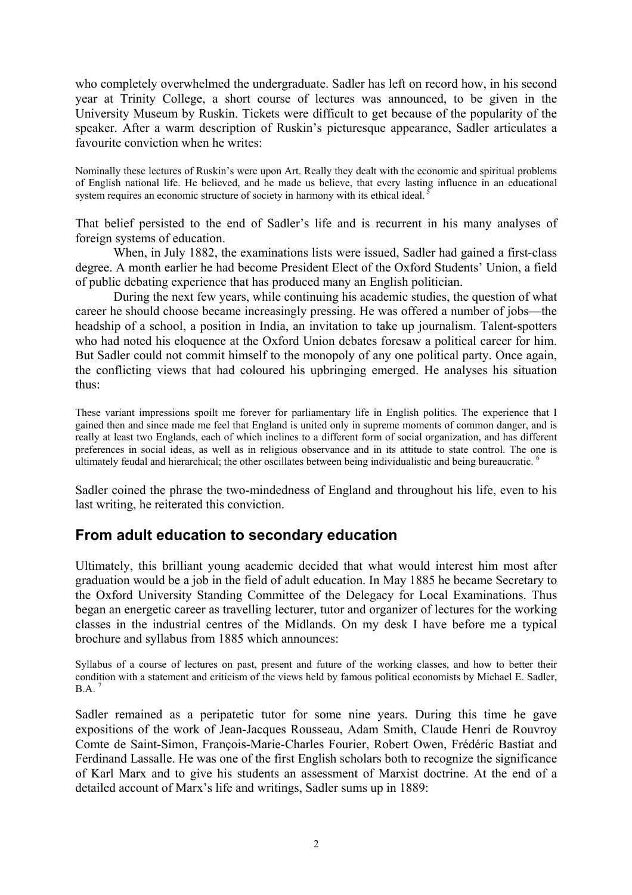who completely overwhelmed the undergraduate. Sadler has left on record how, in his second year at Trinity College, a short course of lectures was announced, to be given in the University Museum by Ruskin. Tickets were difficult to get because of the popularity of the speaker. After a warm description of Ruskin's picturesque appearance, Sadler articulates a favourite conviction when he writes:

> Nominally these lectures of Ruskin's were upon Art. Really they dealt with the economic and spiritual problems of English national life. He believed, and he made us believe, that every lasting influence in an educational system requires an economic structure of society in harmony with its ethical ideal. [5]

That belief persisted to the end of Sadler's life and is recurrent in his many analyses of foreign systems of education.

When, in July 1882, the examinations lists were issued, Sadler had gained a first-class degree. A month earlier he had become President Elect of the Oxford Students' Union, a field of public debating experience that has produced many an English politician.

During the next few years, while continuing his academic studies, the question of what career he should choose became increasingly pressing. He was offered a number of jobs—the headship of a school, a position in India, an invitation to take up journalism. Talent-spotters who had noted his eloquence at the Oxford Union debates foresaw a political career for him. But Sadler could not commit himself to the monopoly of any one political party. Once again, the conflicting views that had coloured his upbringing emerged. He analyses his situation thus:

> These variant impressions spoilt me forever for parliamentary life in English politics. The experience that I gained then and since made me feel that England is united only in supreme moments of common danger, and is really at least two Englands, each of which inclines to a different form of social organization, and has different preferences in social ideas, as well as in religious observance and in its attitude to state control. The one is ultimately feudal and hierarchical; the other oscillates between being individualistic and being bureaucratic. [6]

Sadler coined the phrase the two-mindedness of England and throughout his life, even to his last writing, he reiterated this conviction.

## From adult education to secondary education

Ultimately, this brilliant young academic decided that what would interest him most after graduation would be a job in the field of adult education. In May 1885 he became Secretary to the Oxford University Standing Committee of the Delegacy for Local Examinations. Thus began an energetic career as travelling lecturer, tutor and organizer of lectures for the working classes in the industrial centres of the Midlands. On my desk I have before me a typical brochure and syllabus from 1885 which announces:

> Syllabus of a course of lectures on past, present and future of the working classes, and how to better their condition with a statement and criticism of the views held by famous political economists by Michael E. Sadler, B.A. [7]

Sadler remained as a peripatetic tutor for some nine years. During this time he gave expositions of the work of Jean-Jacques Rousseau, Adam Smith, Claude Henri de Rouvroy Comte de Saint-Simon, François-Marie-Charles Fourier, Robert Owen, Frédéric Bastiat and Ferdinand Lassalle. He was one of the first English scholars both to recognize the significance of Karl Marx and to give his students an assessment of Marxist doctrine. At the end of a detailed account of Marx's life and writings, Sadler sums up in 1889: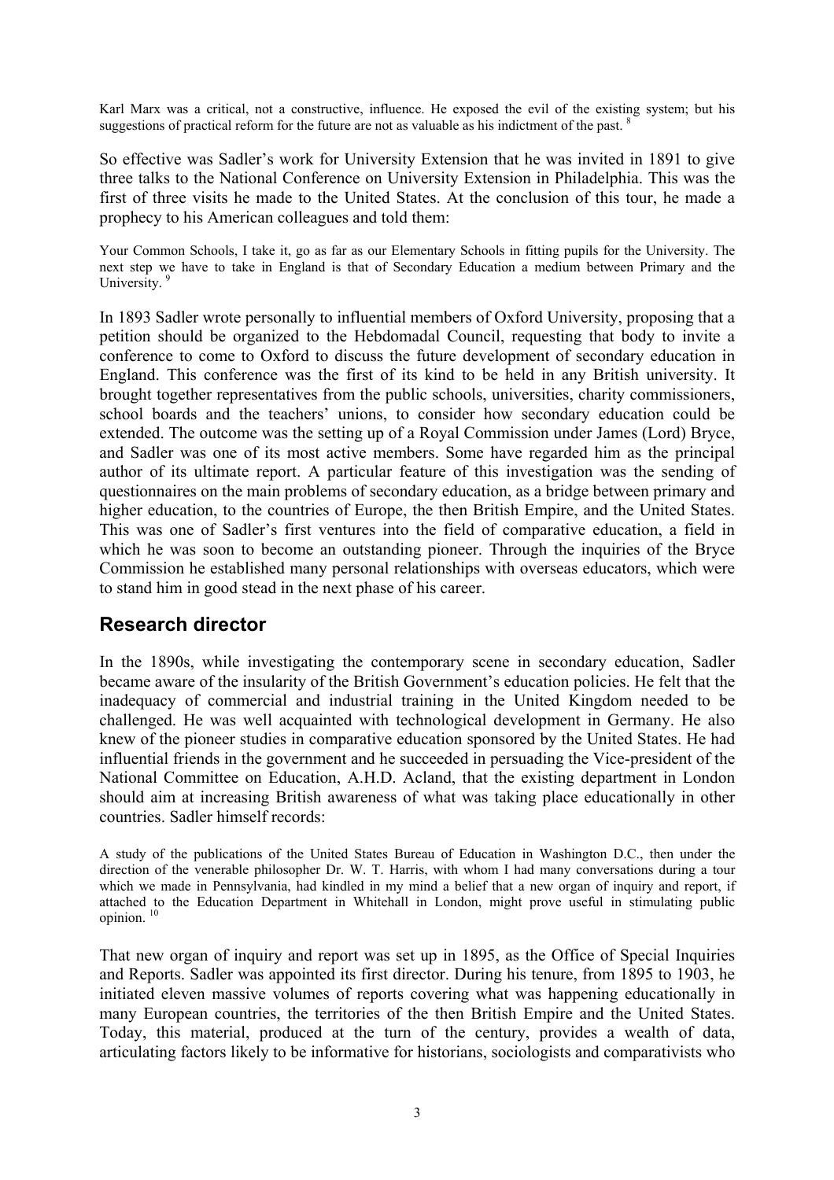Karl Marx was a critical, not a constructive, influence. He exposed the evil of the existing system; but his suggestions of practical reform for the future are not as valuable as his indictment of the past. [8]

So effective was Sadler's work for University Extension that he was invited in 1891 to give three talks to the National Conference on University Extension in Philadelphia. This was the first of three visits he made to the United States. At the conclusion of this tour, he made a prophecy to his American colleagues and told them:

Your Common Schools, I take it, go as far as our Elementary Schools in fitting pupils for the University. The next step we have to take in England is that of Secondary Education a medium between Primary and the University. [9]

In 1893 Sadler wrote personally to influential members of Oxford University, proposing that a petition should be organized to the Hebdomadal Council, requesting that body to invite a conference to come to Oxford to discuss the future development of secondary education in England. This conference was the first of its kind to be held in any British university. It brought together representatives from the public schools, universities, charity commissioners, school boards and the teachers' unions, to consider how secondary education could be extended. The outcome was the setting up of a Royal Commission under James (Lord) Bryce, and Sadler was one of its most active members. Some have regarded him as the principal author of its ultimate report. A particular feature of this investigation was the sending of questionnaires on the main problems of secondary education, as a bridge between primary and higher education, to the countries of Europe, the then British Empire, and the United States. This was one of Sadler's first ventures into the field of comparative education, a field in which he was soon to become an outstanding pioneer. Through the inquiries of the Bryce Commission he established many personal relationships with overseas educators, which were to stand him in good stead in the next phase of his career.

## Research director

In the 1890s, while investigating the contemporary scene in secondary education, Sadler became aware of the insularity of the British Government's education policies. He felt that the inadequacy of commercial and industrial training in the United Kingdom needed to be challenged. He was well acquainted with technological development in Germany. He also knew of the pioneer studies in comparative education sponsored by the United States. He had influential friends in the government and he succeeded in persuading the Vice-president of the National Committee on Education, A.H.D. Acland, that the existing department in London should aim at increasing British awareness of what was taking place educationally in other countries. Sadler himself records:

A study of the publications of the United States Bureau of Education in Washington D.C., then under the direction of the venerable philosopher Dr. W. T. Harris, with whom I had many conversations during a tour which we made in Pennsylvania, had kindled in my mind a belief that a new organ of inquiry and report, if attached to the Education Department in Whitehall in London, might prove useful in stimulating public opinion. [10]

That new organ of inquiry and report was set up in 1895, as the Office of Special Inquiries and Reports. Sadler was appointed its first director. During his tenure, from 1895 to 1903, he initiated eleven massive volumes of reports covering what was happening educationally in many European countries, the territories of the then British Empire and the United States. Today, this material, produced at the turn of the century, provides a wealth of data, articulating factors likely to be informative for historians, sociologists and comparativists who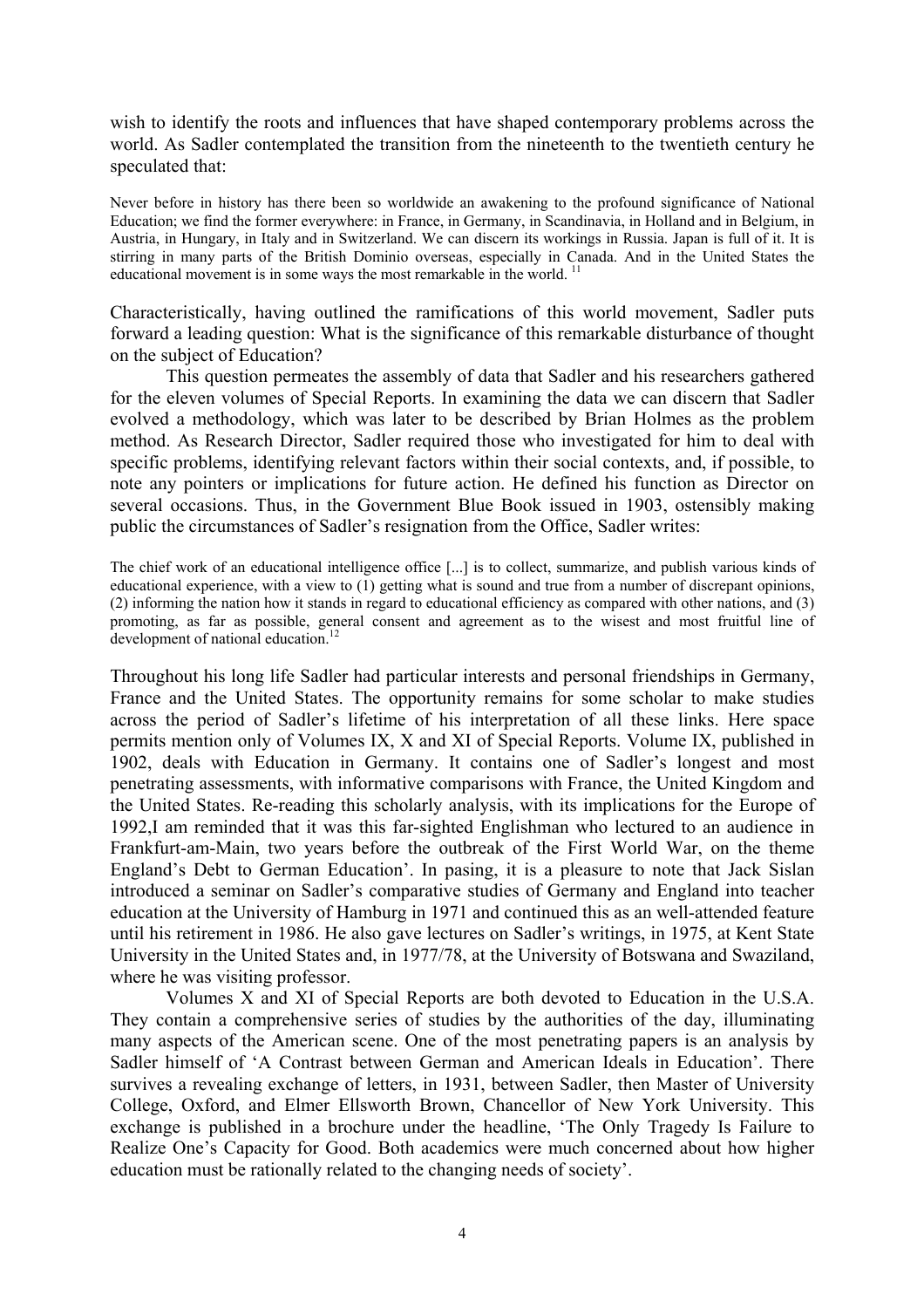wish to identify the roots and influences that have shaped contemporary problems across the world. As Sadler contemplated the transition from the nineteenth to the twentieth century he speculated that:

> Never before in history has there been so worldwide an awakening to the profound significance of National Education; we find the former everywhere: in France, in Germany, in Scandinavia, in Holland and in Belgium, in Austria, in Hungary, in Italy and in Switzerland. We can discern its workings in Russia. Japan is full of it. It is stirring in many parts of the British Dominio overseas, especially in Canada. And in the United States the educational movement is in some ways the most remarkable in the world. [11]

Characteristically, having outlined the ramifications of this world movement, Sadler puts forward a leading question: What is the significance of this remarkable disturbance of thought on the subject of Education?

This question permeates the assembly of data that Sadler and his researchers gathered for the eleven volumes of Special Reports. In examining the data we can discern that Sadler evolved a methodology, which was later to be described by Brian Holmes as the problem method. As Research Director, Sadler required those who investigated for him to deal with specific problems, identifying relevant factors within their social contexts, and, if possible, to note any pointers or implications for future action. He defined his function as Director on several occasions. Thus, in the Government Blue Book issued in 1903, ostensibly making public the circumstances of Sadler's resignation from the Office, Sadler writes:

> The chief work of an educational intelligence office [...] is to collect, summarize, and publish various kinds of educational experience, with a view to (1) getting what is sound and true from a number of discrepant opinions, (2) informing the nation how it stands in regard to educational efficiency as compared with other nations, and (3) promoting, as far as possible, general consent and agreement as to the wisest and most fruitful line of development of national education.[12]

Throughout his long life Sadler had particular interests and personal friendships in Germany, France and the United States. The opportunity remains for some scholar to make studies across the period of Sadler's lifetime of his interpretation of all these links. Here space permits mention only of Volumes IX, X and XI of Special Reports. Volume IX, published in 1902, deals with Education in Germany. It contains one of Sadler's longest and most penetrating assessments, with informative comparisons with France, the United Kingdom and the United States. Re-reading this scholarly analysis, with its implications for the Europe of 1992,I am reminded that it was this far-sighted Englishman who lectured to an audience in Frankfurt-am-Main, two years before the outbreak of the First World War, on the theme England's Debt to German Education'. In pasing, it is a pleasure to note that Jack Sislan introduced a seminar on Sadler's comparative studies of Germany and England into teacher education at the University of Hamburg in 1971 and continued this as an well-attended feature until his retirement in 1986. He also gave lectures on Sadler's writings, in 1975, at Kent State University in the United States and, in 1977/78, at the University of Botswana and Swaziland, where he was visiting professor.

Volumes X and XI of Special Reports are both devoted to Education in the U.S.A. They contain a comprehensive series of studies by the authorities of the day, illuminating many aspects of the American scene. One of the most penetrating papers is an analysis by Sadler himself of 'A Contrast between German and American Ideals in Education'. There survives a revealing exchange of letters, in 1931, between Sadler, then Master of University College, Oxford, and Elmer Ellsworth Brown, Chancellor of New York University. This exchange is published in a brochure under the headline, 'The Only Tragedy Is Failure to Realize One's Capacity for Good. Both academics were much concerned about how higher education must be rationally related to the changing needs of society'.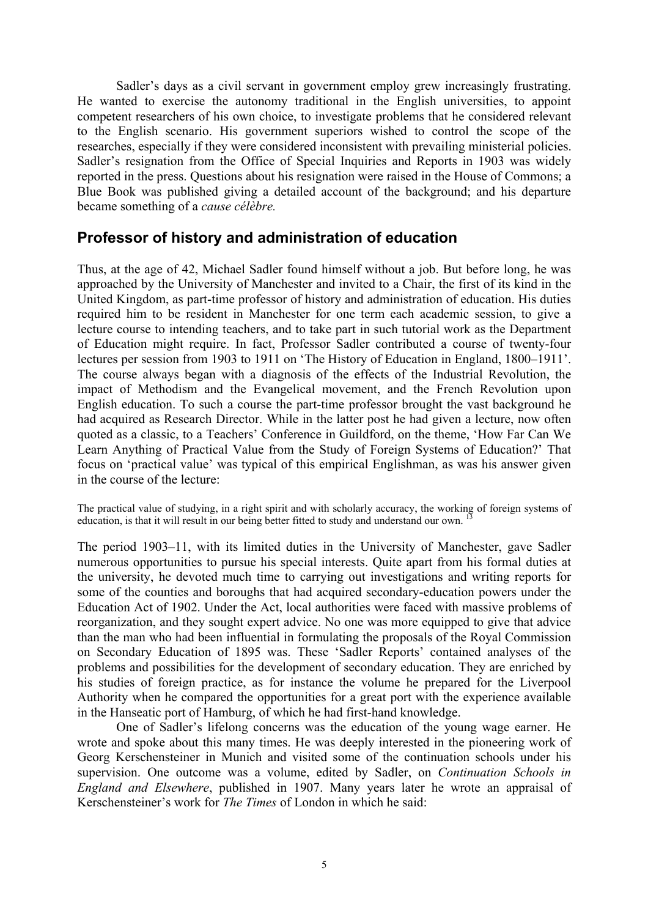Sadler's days as a civil servant in government employ grew increasingly frustrating. He wanted to exercise the autonomy traditional in the English universities, to appoint competent researchers of his own choice, to investigate problems that he considered relevant to the English scenario. His government superiors wished to control the scope of the researches, especially if they were considered inconsistent with prevailing ministerial policies. Sadler's resignation from the Office of Special Inquiries and Reports in 1903 was widely reported in the press. Questions about his resignation were raised in the House of Commons; a Blue Book was published giving a detailed account of the background; and his departure became something of a *cause célèbre.*

## Professor of history and administration of education

Thus, at the age of 42, Michael Sadler found himself without a job. But before long, he was approached by the University of Manchester and invited to a Chair, the first of its kind in the United Kingdom, as part-time professor of history and administration of education. His duties required him to be resident in Manchester for one term each academic session, to give a lecture course to intending teachers, and to take part in such tutorial work as the Department of Education might require. In fact, Professor Sadler contributed a course of twenty-four lectures per session from 1903 to 1911 on 'The History of Education in England, 1800–1911'. The course always began with a diagnosis of the effects of the Industrial Revolution, the impact of Methodism and the Evangelical movement, and the French Revolution upon English education. To such a course the part-time professor brought the vast background he had acquired as Research Director. While in the latter post he had given a lecture, now often quoted as a classic, to a Teachers' Conference in Guildford, on the theme, 'How Far Can We Learn Anything of Practical Value from the Study of Foreign Systems of Education?' That focus on 'practical value' was typical of this empirical Englishman, as was his answer given in the course of the lecture:

> The practical value of studying, in a right spirit and with scholarly accuracy, the working of foreign systems of education, is that it will result in our being better fitted to study and understand our own. [13]

The period 1903–11, with its limited duties in the University of Manchester, gave Sadler numerous opportunities to pursue his special interests. Quite apart from his formal duties at the university, he devoted much time to carrying out investigations and writing reports for some of the counties and boroughs that had acquired secondary-education powers under the Education Act of 1902. Under the Act, local authorities were faced with massive problems of reorganization, and they sought expert advice. No one was more equipped to give that advice than the man who had been influential in formulating the proposals of the Royal Commission on Secondary Education of 1895 was. These 'Sadler Reports' contained analyses of the problems and possibilities for the development of secondary education. They are enriched by his studies of foreign practice, as for instance the volume he prepared for the Liverpool Authority when he compared the opportunities for a great port with the experience available in the Hanseatic port of Hamburg, of which he had first-hand knowledge.

One of Sadler's lifelong concerns was the education of the young wage earner. He wrote and spoke about this many times. He was deeply interested in the pioneering work of Georg Kerschensteiner in Munich and visited some of the continuation schools under his supervision. One outcome was a volume, edited by Sadler, on *Continuation Schools in England and Elsewhere*, published in 1907. Many years later he wrote an appraisal of Kerschensteiner's work for *The Times* of London in which he said: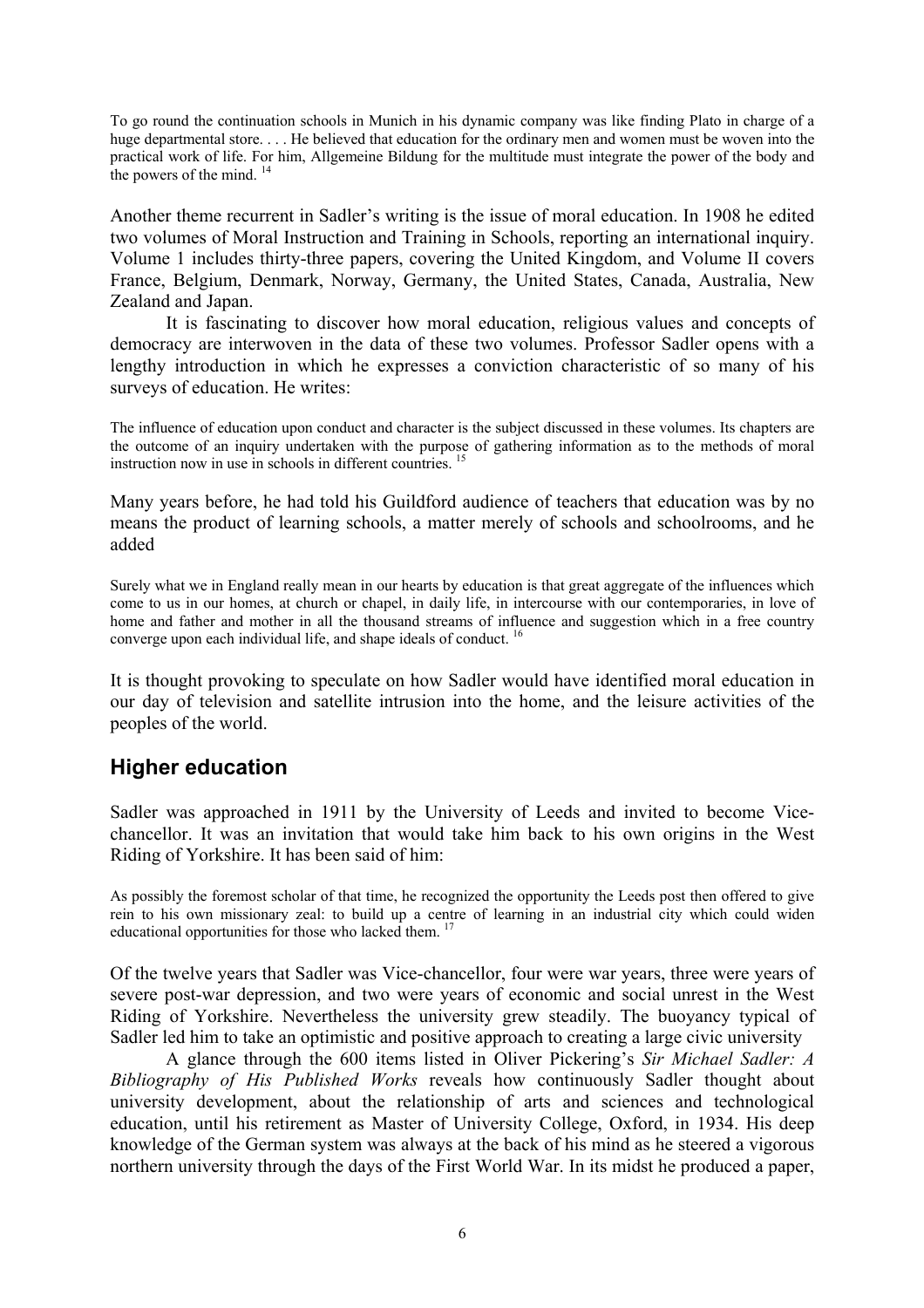To go round the continuation schools in Munich in his dynamic company was like finding Plato in charge of a huge departmental store. . . . He believed that education for the ordinary men and women must be woven into the practical work of life. For him, Allgemeine Bildung for the multitude must integrate the power of the body and the powers of the mind. [14]

Another theme recurrent in Sadler's writing is the issue of moral education. In 1908 he edited two volumes of Moral Instruction and Training in Schools, reporting an international inquiry. Volume 1 includes thirty-three papers, covering the United Kingdom, and Volume II covers France, Belgium, Denmark, Norway, Germany, the United States, Canada, Australia, New Zealand and Japan.

It is fascinating to discover how moral education, religious values and concepts of democracy are interwoven in the data of these two volumes. Professor Sadler opens with a lengthy introduction in which he expresses a conviction characteristic of so many of his surveys of education. He writes:

The influence of education upon conduct and character is the subject discussed in these volumes. Its chapters are the outcome of an inquiry undertaken with the purpose of gathering information as to the methods of moral instruction now in use in schools in different countries. [15]

Many years before, he had told his Guildford audience of teachers that education was by no means the product of learning schools, a matter merely of schools and schoolrooms, and he added

Surely what we in England really mean in our hearts by education is that great aggregate of the influences which come to us in our homes, at church or chapel, in daily life, in intercourse with our contemporaries, in love of home and father and mother in all the thousand streams of influence and suggestion which in a free country converge upon each individual life, and shape ideals of conduct. [16]

It is thought provoking to speculate on how Sadler would have identified moral education in our day of television and satellite intrusion into the home, and the leisure activities of the peoples of the world.

## Higher education

Sadler was approached in 1911 by the University of Leeds and invited to become Vice-chancellor. It was an invitation that would take him back to his own origins in the West Riding of Yorkshire. It has been said of him:

As possibly the foremost scholar of that time, he recognized the opportunity the Leeds post then offered to give rein to his own missionary zeal: to build up a centre of learning in an industrial city which could widen educational opportunities for those who lacked them. [17]

Of the twelve years that Sadler was Vice-chancellor, four were war years, three were years of severe post-war depression, and two were years of economic and social unrest in the West Riding of Yorkshire. Nevertheless the university grew steadily. The buoyancy typical of Sadler led him to take an optimistic and positive approach to creating a large civic university

A glance through the 600 items listed in Oliver Pickering's *Sir Michael Sadler: A Bibliography of His Published Works* reveals how continuously Sadler thought about university development, about the relationship of arts and sciences and technological education, until his retirement as Master of University College, Oxford, in 1934. His deep knowledge of the German system was always at the back of his mind as he steered a vigorous northern university through the days of the First World War. In its midst he produced a paper,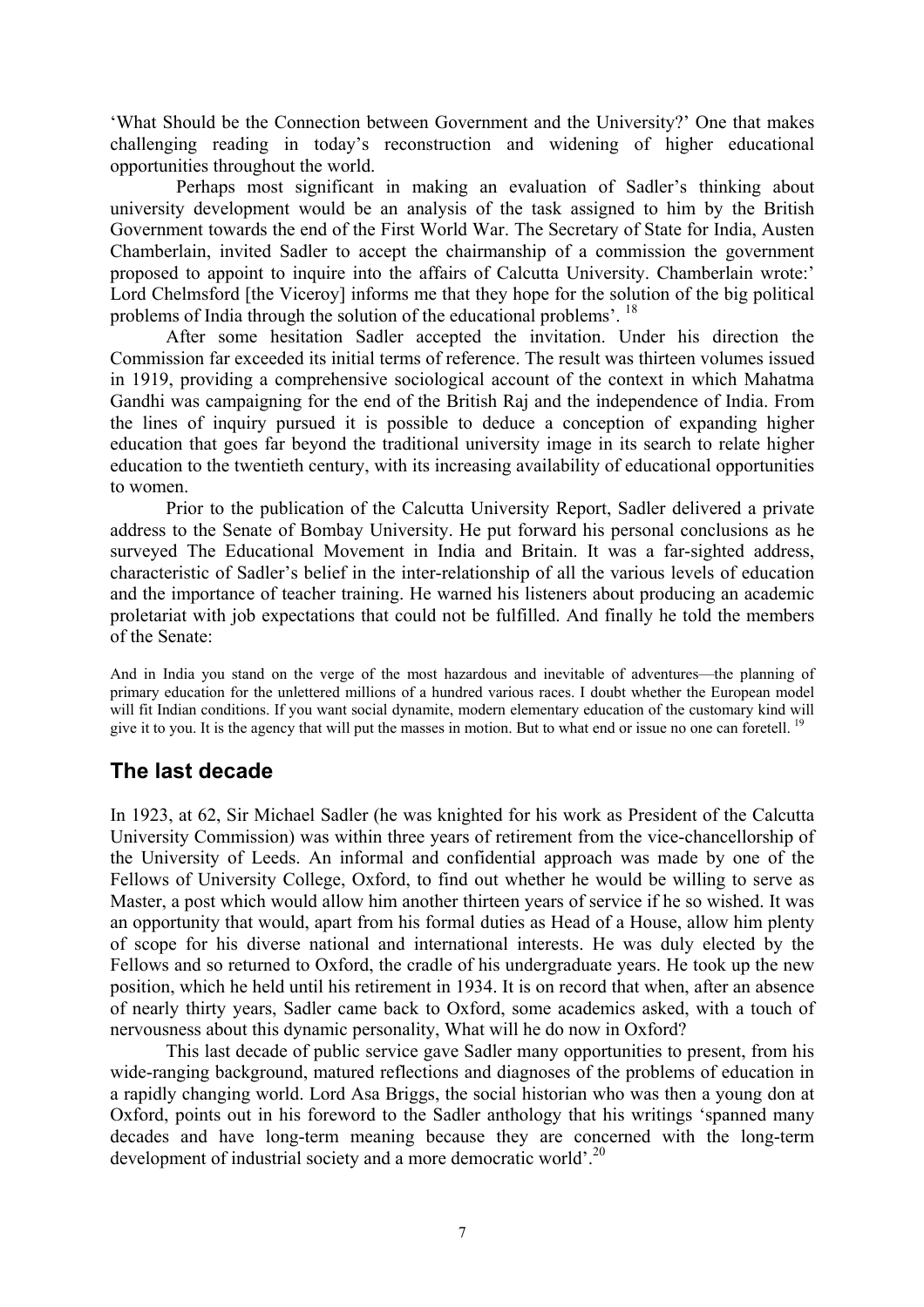'What Should be the Connection between Government and the University?' One that makes challenging reading in today's reconstruction and widening of higher educational opportunities throughout the world.

Perhaps most significant in making an evaluation of Sadler's thinking about university development would be an analysis of the task assigned to him by the British Government towards the end of the First World War. The Secretary of State for India, Austen Chamberlain, invited Sadler to accept the chairmanship of a commission the government proposed to appoint to inquire into the affairs of Calcutta University. Chamberlain wrote:' Lord Chelmsford [the Viceroy] informs me that they hope for the solution of the big political problems of India through the solution of the educational problems'. [18]

After some hesitation Sadler accepted the invitation. Under his direction the Commission far exceeded its initial terms of reference. The result was thirteen volumes issued in 1919, providing a comprehensive sociological account of the context in which Mahatma Gandhi was campaigning for the end of the British Raj and the independence of India. From the lines of inquiry pursued it is possible to deduce a conception of expanding higher education that goes far beyond the traditional university image in its search to relate higher education to the twentieth century, with its increasing availability of educational opportunities to women.

Prior to the publication of the Calcutta University Report, Sadler delivered a private address to the Senate of Bombay University. He put forward his personal conclusions as he surveyed The Educational Movement in India and Britain. It was a far-sighted address, characteristic of Sadler's belief in the inter-relationship of all the various levels of education and the importance of teacher training. He warned his listeners about producing an academic proletariat with job expectations that could not be fulfilled. And finally he told the members of the Senate:

> And in India you stand on the verge of the most hazardous and inevitable of adventures—the planning of primary education for the unlettered millions of a hundred various races. I doubt whether the European model will fit Indian conditions. If you want social dynamite, modern elementary education of the customary kind will give it to you. It is the agency that will put the masses in motion. But to what end or issue no one can foretell. [19]

## The last decade

In 1923, at 62, Sir Michael Sadler (he was knighted for his work as President of the Calcutta University Commission) was within three years of retirement from the vice-chancellorship of the University of Leeds. An informal and confidential approach was made by one of the Fellows of University College, Oxford, to find out whether he would be willing to serve as Master, a post which would allow him another thirteen years of service if he so wished. It was an opportunity that would, apart from his formal duties as Head of a House, allow him plenty of scope for his diverse national and international interests. He was duly elected by the Fellows and so returned to Oxford, the cradle of his undergraduate years. He took up the new position, which he held until his retirement in 1934. It is on record that when, after an absence of nearly thirty years, Sadler came back to Oxford, some academics asked, with a touch of nervousness about this dynamic personality, What will he do now in Oxford?

This last decade of public service gave Sadler many opportunities to present, from his wide-ranging background, matured reflections and diagnoses of the problems of education in a rapidly changing world. Lord Asa Briggs, the social historian who was then a young don at Oxford, points out in his foreword to the Sadler anthology that his writings 'spanned many decades and have long-term meaning because they are concerned with the long-term development of industrial society and a more democratic world'.[20]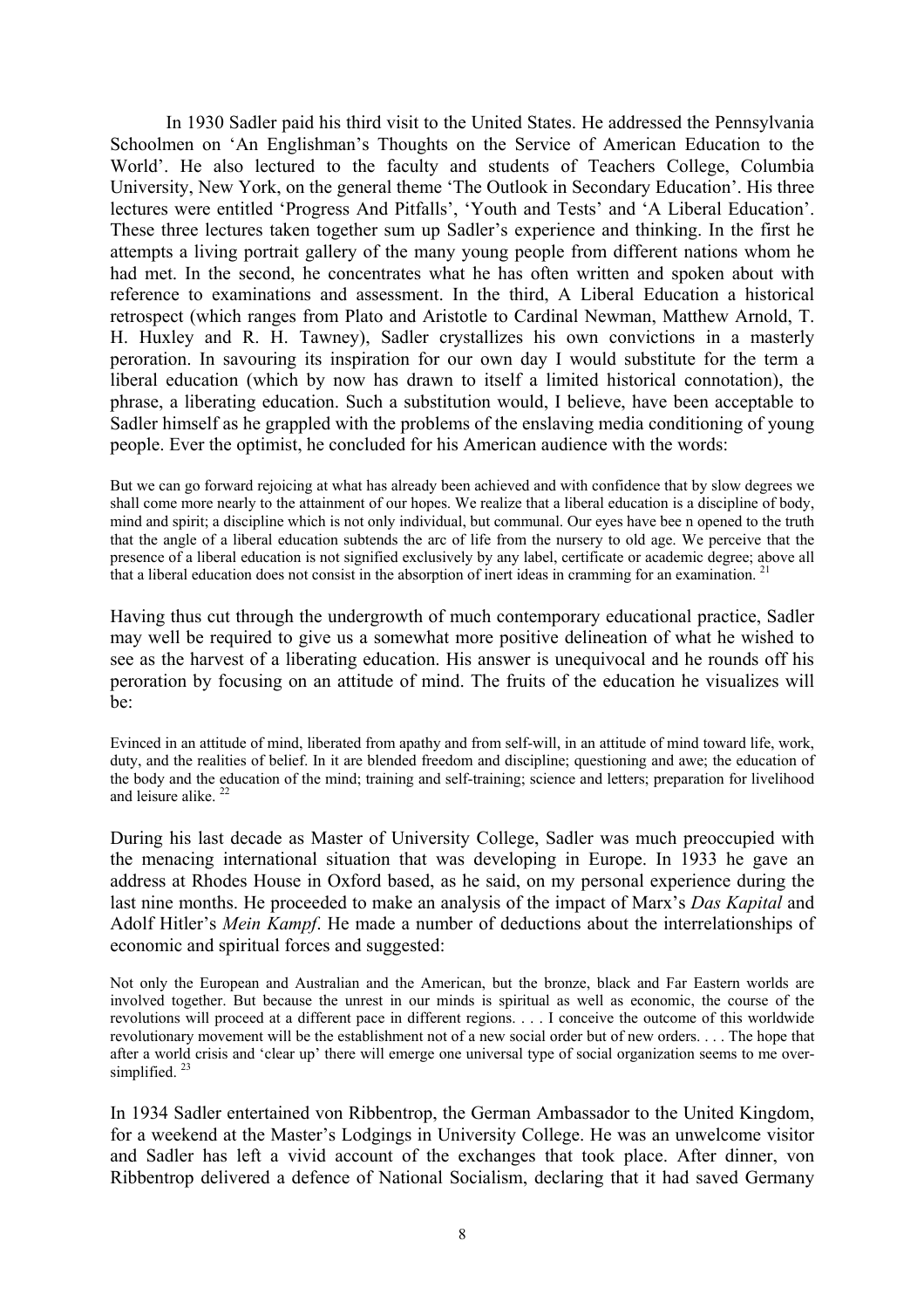In 1930 Sadler paid his third visit to the United States. He addressed the Pennsylvania Schoolmen on ‘An Englishman’s Thoughts on the Service of American Education to the World’. He also lectured to the faculty and students of Teachers College, Columbia University, New York, on the general theme ‘The Outlook in Secondary Education’. His three lectures were entitled ‘Progress And Pitfalls’, ‘Youth and Tests’ and ‘A Liberal Education’. These three lectures taken together sum up Sadler’s experience and thinking. In the first he attempts a living portrait gallery of the many young people from different nations whom he had met. In the second, he concentrates what he has often written and spoken about with reference to examinations and assessment. In the third, A Liberal Education a historical retrospect (which ranges from Plato and Aristotle to Cardinal Newman, Matthew Arnold, T. H. Huxley and R. H. Tawney), Sadler crystallizes his own convictions in a masterly peroration. In savouring its inspiration for our own day I would substitute for the term a liberal education (which by now has drawn to itself a limited historical connotation), the phrase, a liberating education. Such a substitution would, I believe, have been acceptable to Sadler himself as he grappled with the problems of the enslaving media conditioning of young people. Ever the optimist, he concluded for his American audience with the words:

But we can go forward rejoicing at what has already been achieved and with confidence that by slow degrees we shall come more nearly to the attainment of our hopes. We realize that a liberal education is a discipline of body, mind and spirit; a discipline which is not only individual, but communal. Our eyes have bee n opened to the truth that the angle of a liberal education subtends the arc of life from the nursery to old age. We perceive that the presence of a liberal education is not signified exclusively by any label, certificate or academic degree; above all that a liberal education does not consist in the absorption of inert ideas in cramming for an examination. [21]

Having thus cut through the undergrowth of much contemporary educational practice, Sadler may well be required to give us a somewhat more positive delineation of what he wished to see as the harvest of a liberating education. His answer is unequivocal and he rounds off his peroration by focusing on an attitude of mind. The fruits of the education he visualizes will be:

Evinced in an attitude of mind, liberated from apathy and from self-will, in an attitude of mind toward life, work, duty, and the realities of belief. In it are blended freedom and discipline; questioning and awe; the education of the body and the education of the mind; training and self-training; science and letters; preparation for livelihood and leisure alike. [22]

During his last decade as Master of University College, Sadler was much preoccupied with the menacing international situation that was developing in Europe. In 1933 he gave an address at Rhodes House in Oxford based, as he said, on my personal experience during the last nine months. He proceeded to make an analysis of the impact of Marx’s *Das Kapital* and Adolf Hitler’s *Mein Kampf*. He made a number of deductions about the interrelationships of economic and spiritual forces and suggested:

Not only the European and Australian and the American, but the bronze, black and Far Eastern worlds are involved together. But because the unrest in our minds is spiritual as well as economic, the course of the revolutions will proceed at a different pace in different regions. . . . I conceive the outcome of this worldwide revolutionary movement will be the establishment not of a new social order but of new orders. . . . The hope that after a world crisis and ‘clear up’ there will emerge one universal type of social organization seems to me over-simplified. [23]

In 1934 Sadler entertained von Ribbentrop, the German Ambassador to the United Kingdom, for a weekend at the Master’s Lodgings in University College. He was an unwelcome visitor and Sadler has left a vivid account of the exchanges that took place. After dinner, von Ribbentrop delivered a defence of National Socialism, declaring that it had saved Germany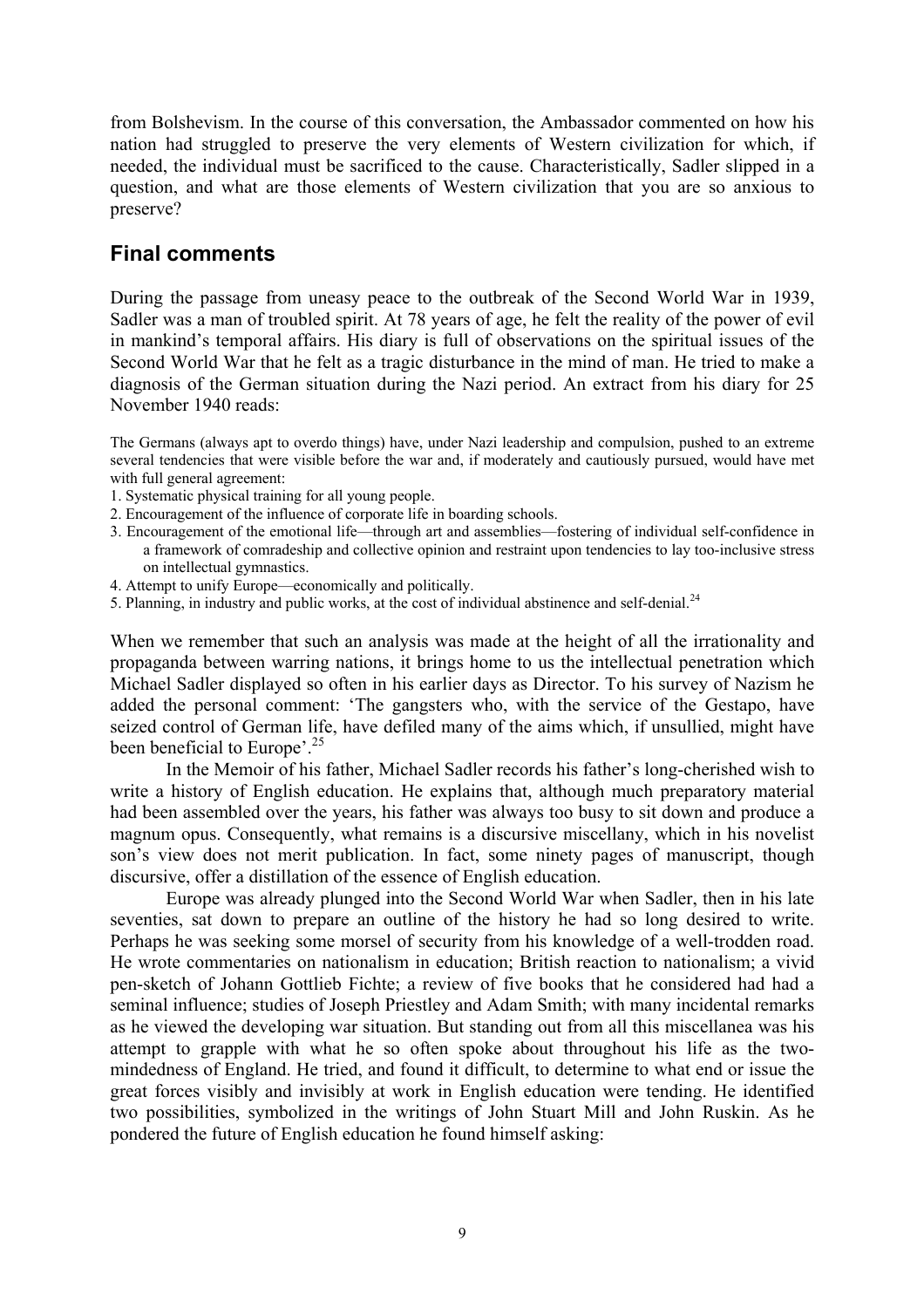from Bolshevism. In the course of this conversation, the Ambassador commented on how his nation had struggled to preserve the very elements of Western civilization for which, if needed, the individual must be sacrificed to the cause. Characteristically, Sadler slipped in a question, and what are those elements of Western civilization that you are so anxious to preserve?

## Final comments

During the passage from uneasy peace to the outbreak of the Second World War in 1939, Sadler was a man of troubled spirit. At 78 years of age, he felt the reality of the power of evil in mankind's temporal affairs. His diary is full of observations on the spiritual issues of the Second World War that he felt as a tragic disturbance in the mind of man. He tried to make a diagnosis of the German situation during the Nazi period. An extract from his diary for 25 November 1940 reads:

> The Germans (always apt to overdo things) have, under Nazi leadership and compulsion, pushed to an extreme several tendencies that were visible before the war and, if moderately and cautiously pursued, would have met with full general agreement:
>
> 1. Systematic physical training for all young people.
> 2. Encouragement of the influence of corporate life in boarding schools.
> 3. Encouragement of the emotional life—through art and assemblies—fostering of individual self-confidence in a framework of comradeship and collective opinion and restraint upon tendencies to lay too-inclusive stress on intellectual gymnastics.
> 4. Attempt to unify Europe—economically and politically.
> 5. Planning, in industry and public works, at the cost of individual abstinence and self-denial.[24]

When we remember that such an analysis was made at the height of all the irrationality and propaganda between warring nations, it brings home to us the intellectual penetration which Michael Sadler displayed so often in his earlier days as Director. To his survey of Nazism he added the personal comment: 'The gangsters who, with the service of the Gestapo, have seized control of German life, have defiled many of the aims which, if unsullied, might have been beneficial to Europe'.[25]

In the Memoir of his father, Michael Sadler records his father's long-cherished wish to write a history of English education. He explains that, although much preparatory material had been assembled over the years, his father was always too busy to sit down and produce a magnum opus. Consequently, what remains is a discursive miscellany, which in his novelist son's view does not merit publication. In fact, some ninety pages of manuscript, though discursive, offer a distillation of the essence of English education.

Europe was already plunged into the Second World War when Sadler, then in his late seventies, sat down to prepare an outline of the history he had so long desired to write. Perhaps he was seeking some morsel of security from his knowledge of a well-trodden road. He wrote commentaries on nationalism in education; British reaction to nationalism; a vivid pen-sketch of Johann Gottlieb Fichte; a review of five books that he considered had had a seminal influence; studies of Joseph Priestley and Adam Smith; with many incidental remarks as he viewed the developing war situation. But standing out from all this miscellanea was his attempt to grapple with what he so often spoke about throughout his life as the two-mindedness of England. He tried, and found it difficult, to determine to what end or issue the great forces visibly and invisibly at work in English education were tending. He identified two possibilities, symbolized in the writings of John Stuart Mill and John Ruskin. As he pondered the future of English education he found himself asking: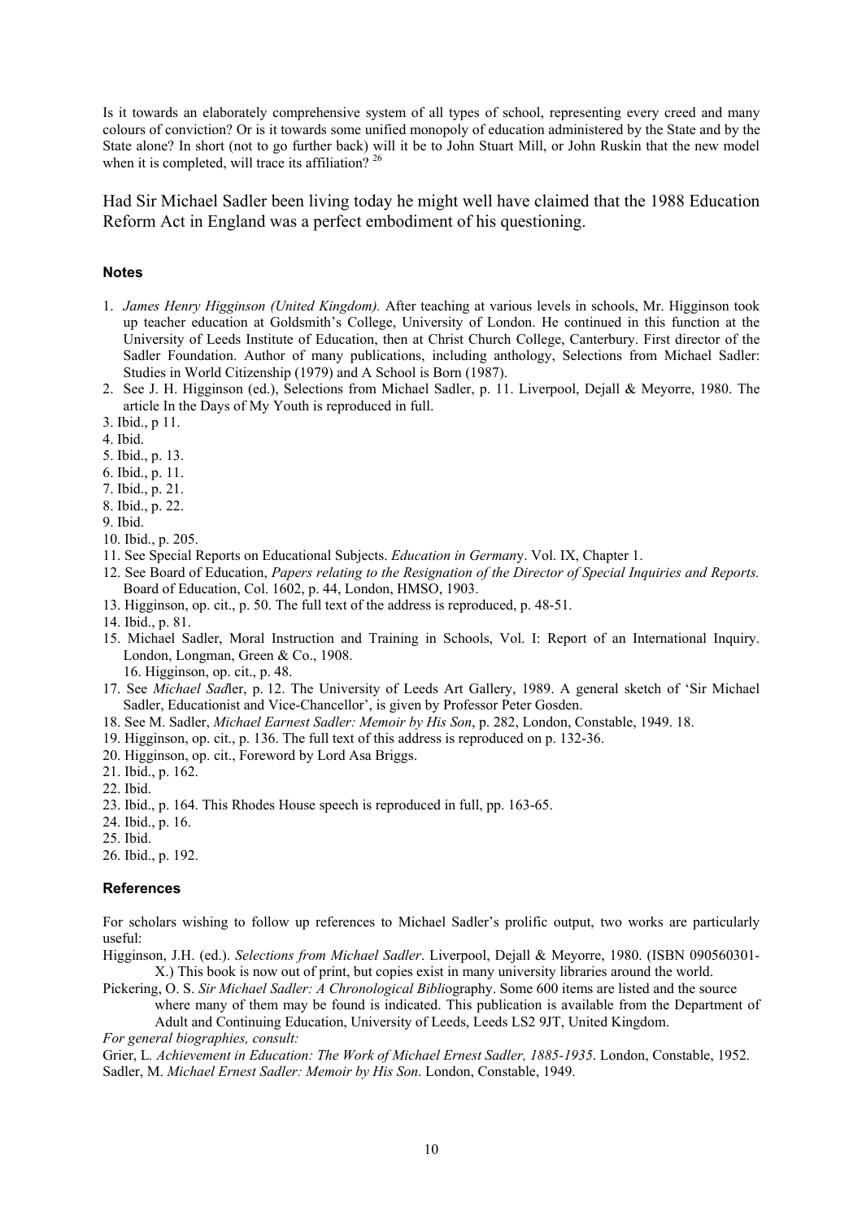Is it towards an elaborately comprehensive system of all types of school, representing every creed and many colours of conviction? Or is it towards some unified monopoly of education administered by the State and by the State alone? In short (not to go further back) will it be to John Stuart Mill, or John Ruskin that the new model when it is completed, will trace its affiliation? [26]

Had Sir Michael Sadler been living today he might well have claimed that the 1988 Education Reform Act in England was a perfect embodiment of his questioning.

### Notes

1. *James Henry Higginson (United Kingdom).* After teaching at various levels in schools, Mr. Higginson took up teacher education at Goldsmith's College, University of London. He continued in this function at the University of Leeds Institute of Education, then at Christ Church College, Canterbury. First director of the Sadler Foundation. Author of many publications, including anthology, Selections from Michael Sadler: Studies in World Citizenship (1979) and A School is Born (1987).
2. See J. H. Higginson (ed.), Selections from Michael Sadler, p. 11. Liverpool, Dejall & Meyorre, 1980. The article In the Days of My Youth is reproduced in full.
3. Ibid., p 11.
4. Ibid.
5. Ibid., p. 13.
6. Ibid., p. 11.
7. Ibid., p. 21.
8. Ibid., p. 22.
9. Ibid.
10. Ibid., p. 205.
11. See Special Reports on Educational Subjects. *Education in Germany*. Vol. IX, Chapter 1.
12. See Board of Education, *Papers relating to the Resignation of the Director of Special Inquiries and Reports.* Board of Education, Col. 1602, p. 44, London, HMSO, 1903.
13. Higginson, op. cit., p. 50. The full text of the address is reproduced, p. 48-51.
14. Ibid., p. 81.
15. Michael Sadler, Moral Instruction and Training in Schools, Vol. I: Report of an International Inquiry. London, Longman, Green & Co., 1908.
16. Higginson, op. cit., p. 48.
17. See *Michael Sadler*, p. 12. The University of Leeds Art Gallery, 1989. A general sketch of 'Sir Michael Sadler, Educationist and Vice-Chancellor', is given by Professor Peter Gosden.
18. See M. Sadler, *Michael Earnest Sadler: Memoir by His Son*, p. 282, London, Constable, 1949. 18.
19. Higginson, op. cit., p. 136. The full text of this address is reproduced on p. 132-36.
20. Higginson, op. cit., Foreword by Lord Asa Briggs.
21. Ibid., p. 162.
22. Ibid.
23. Ibid., p. 164. This Rhodes House speech is reproduced in full, pp. 163-65.
24. Ibid., p. 16.
25. Ibid.
26. Ibid., p. 192.

### References

For scholars wishing to follow up references to Michael Sadler's prolific output, two works are particularly useful:

Higginson, J.H. (ed.). *Selections from Michael Sadler*. Liverpool, Dejall & Meyorre, 1980. (ISBN 090560301-X.) This book is now out of print, but copies exist in many university libraries around the world.

Pickering, O. S. *Sir Michael Sadler: A Chronological Bibliography*. Some 600 items are listed and the source where many of them may be found is indicated. This publication is available from the Department of Adult and Continuing Education, University of Leeds, Leeds LS2 9JT, United Kingdom.

*For general biographies, consult:*

Grier, L. *Achievement in Education: The Work of Michael Ernest Sadler, 1885-1935*. London, Constable, 1952.

Sadler, M. *Michael Ernest Sadler: Memoir by His Son*. London, Constable, 1949.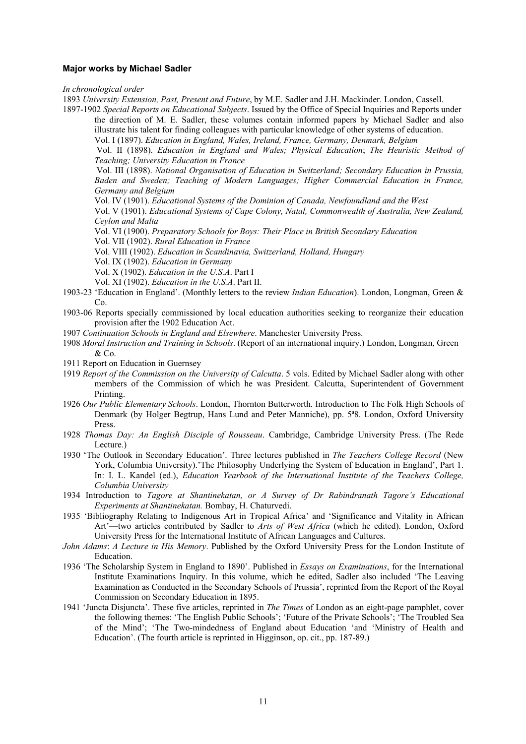**Major works by Michael Sadler**

*In chronological order*

1893 *University Extension, Past, Present and Future*, by M.E. Sadler and J.H. Mackinder. London, Cassell.

1897-1902 *Special Reports on Educational Subjects*. Issued by the Office of Special Inquiries and Reports under the direction of M. E. Sadler, these volumes contain informed papers by Michael Sadler and also illustrate his talent for finding colleagues with particular knowledge of other systems of education.

Vol. I (1897). *Education in England, Wales, Ireland, France, Germany, Denmark, Belgium*

Vol. II (1898). *Education in England and Wales; Physical Education*; *The Heuristic Method of Teaching; University Education in France*

Vol. III (1898). *National Organisation of Education in Switzerland; Secondary Education in Prussia, Baden and Sweden; Teaching of Modern Languages; Higher Commercial Education in France, Germany and Belgium*

Vol. IV (1901). *Educational Systems of the Dominion of Canada, Newfoundland and the West*

Vol. V (1901). *Educational Systems of Cape Colony, Natal, Commonwealth of Australia, New Zealand, Ceylon and Malta*

Vol. VI (1900). *Preparatory Schools for Boys: Their Place in British Secondary Education*

Vol. VII (1902). *Rural Education in France*

Vol. VIII (1902). *Education in Scandinavia, Switzerland, Holland, Hungary*

Vol. IX (1902). *Education in Germany*

Vol. X (1902). *Education in the U.S.A*. Part I

Vol. XI (1902). *Education in the U.S.A*. Part II.

1903-23 'Education in England'. (Monthly letters to the review *Indian Education*). London, Longman, Green & Co.

1903-06 Reports specially commissioned by local education authorities seeking to reorganize their education provision after the 1902 Education Act.

1907 *Continuation Schools in England and Elsewhere*. Manchester University Press.

1908 *Moral Instruction and Training in Schools*. (Report of an international inquiry.) London, Longman, Green & Co.

1911 Report on Education in Guernsey

1919 *Report of the Commission on the University of Calcutta*. 5 vols. Edited by Michael Sadler along with other members of the Commission of which he was President. Calcutta, Superintendent of Government Printing.

1926 *Our Public Elementary Schools*. London, Thornton Butterworth. Introduction to The Folk High Schools of Denmark (by Holger Begtrup, Hans Lund and Peter Manniche), pp. 5ª8. London, Oxford University Press.

1928 *Thomas Day: An English Disciple of Rousseau*. Cambridge, Cambridge University Press. (The Rede Lecture.)

1930 'The Outlook in Secondary Education'. Three lectures published in *The Teachers College Record* (New York, Columbia University).'The Philosophy Underlying the System of Education in England', Part 1. In: I. L. Kandel (ed.), *Education Yearbook of the International Institute of the Teachers College, Columbia University*

1934 Introduction to *Tagore at Shantinekatan, or A Survey of Dr Rabindranath Tagore's Educational Experiments at Shantinekatan.* Bombay, H. Chaturvedi.

1935 'Bibliography Relating to Indigenous Art in Tropical Africa' and 'Significance and Vitality in African Art'—two articles contributed by Sadler to *Arts of West Africa* (which he edited). London, Oxford University Press for the International Institute of African Languages and Cultures.

*John Adams*: *A Lecture in His Memory*. Published by the Oxford University Press for the London Institute of Education.

1936 'The Scholarship System in England to 1890'. Published in *Essays on Examinations*, for the International Institute Examinations Inquiry. In this volume, which he edited, Sadler also included 'The Leaving Examination as Conducted in the Secondary Schools of Prussia', reprinted from the Report of the Royal Commission on Secondary Education in 1895.

1941 'Juncta Disjuncta'. These five articles, reprinted in *The Times* of London as an eight-page pamphlet, cover the following themes: 'The English Public Schools'; 'Future of the Private Schools'; 'The Troubled Sea of the Mind'; 'The Two-mindedness of England about Education 'and 'Ministry of Health and Education'. (The fourth article is reprinted in Higginson, op. cit., pp. 187-89.)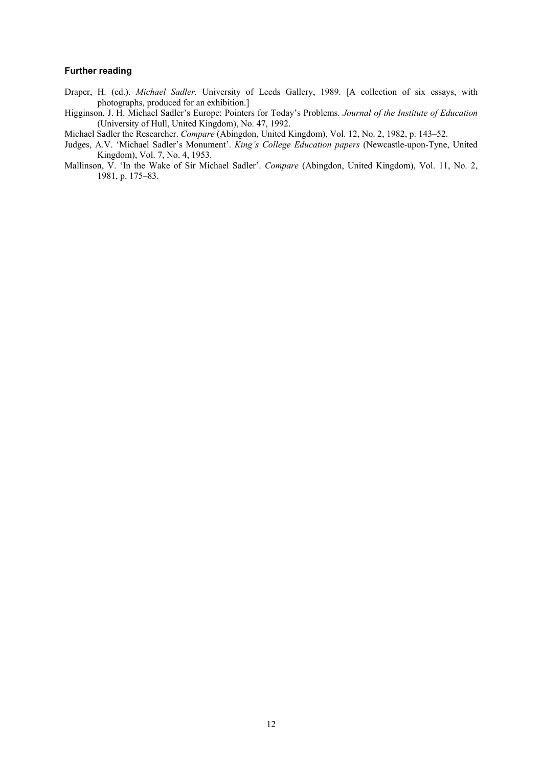#### Further reading

Draper, H. (ed.). *Michael Sadler.* University of Leeds Gallery, 1989. [A collection of six essays, with photographs, produced for an exhibition.]

Higginson, J. H. Michael Sadler's Europe: Pointers for Today's Problems. *Journal of the Institute of Education* (University of Hull, United Kingdom), No. 47, 1992.

Michael Sadler the Researcher. *Compare* (Abingdon, United Kingdom), Vol. 12, No. 2, 1982, p. 143–52.

Judges, A.V. 'Michael Sadler's Monument'. *King's College Education papers* (Newcastle-upon-Tyne, United Kingdom), Vol. 7, No. 4, 1953.

Mallinson, V. 'In the Wake of Sir Michael Sadler'. *Compare* (Abingdon, United Kingdom), Vol. 11, No. 2, 1981, p. 175–83.